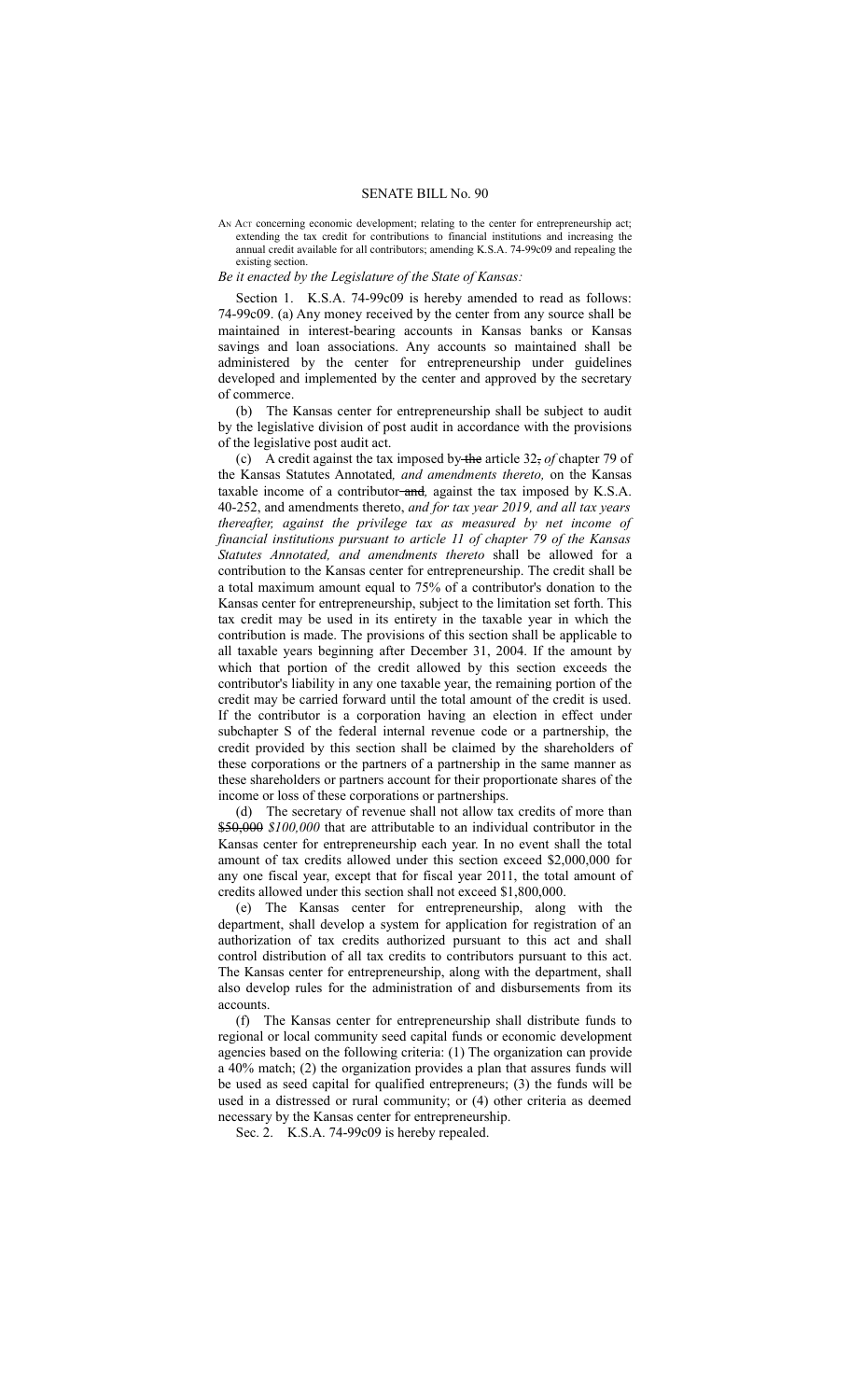# SENATE BILL No. 90

An Act concerning economic development; relating to the center for entrepreneurship act; extending the tax credit for contributions to financial institutions and increasing the annual credit available for all contributors; amending K.S.A. 74-99c09 and repealing the existing section.

*Be it enacted by the Legislature of the State of Kansas:*

Section 1. K.S.A. 74-99c09 is hereby amended to read as follows: 74-99c09. (a) Any money received by the center from any source shall be maintained in interest-bearing accounts in Kansas banks or Kansas savings and loan associations. Any accounts so maintained shall be administered by the center for entrepreneurship under guidelines developed and implemented by the center and approved by the secretary of commerce.

(b) The Kansas center for entrepreneurship shall be subject to audit by the legislative division of post audit in accordance with the provisions of the legislative post audit act.

(c) A credit against the tax imposed by ~~the~~ article 32~~,~~ *of* chapter 79 of the Kansas Statutes Annotated*, and amendments thereto,* on the Kansas taxable income of a contributor ~~and~~*,* against the tax imposed by K.S.A. 40-252, and amendments thereto, *and for tax year 2019, and all tax years thereafter, against the privilege tax as measured by net income of financial institutions pursuant to article 11 of chapter 79 of the Kansas Statutes Annotated, and amendments thereto* shall be allowed for a contribution to the Kansas center for entrepreneurship. The credit shall be a total maximum amount equal to 75% of a contributor's donation to the Kansas center for entrepreneurship, subject to the limitation set forth. This tax credit may be used in its entirety in the taxable year in which the contribution is made. The provisions of this section shall be applicable to all taxable years beginning after December 31, 2004. If the amount by which that portion of the credit allowed by this section exceeds the contributor's liability in any one taxable year, the remaining portion of the credit may be carried forward until the total amount of the credit is used. If the contributor is a corporation having an election in effect under subchapter S of the federal internal revenue code or a partnership, the credit provided by this section shall be claimed by the shareholders of these corporations or the partners of a partnership in the same manner as these shareholders or partners account for their proportionate shares of the income or loss of these corporations or partnerships.

(d) The secretary of revenue shall not allow tax credits of more than ~~$50,000~~ *$100,000* that are attributable to an individual contributor in the Kansas center for entrepreneurship each year. In no event shall the total amount of tax credits allowed under this section exceed $2,000,000 for any one fiscal year, except that for fiscal year 2011, the total amount of credits allowed under this section shall not exceed $1,800,000.

(e) The Kansas center for entrepreneurship, along with the department, shall develop a system for application for registration of an authorization of tax credits authorized pursuant to this act and shall control distribution of all tax credits to contributors pursuant to this act. The Kansas center for entrepreneurship, along with the department, shall also develop rules for the administration of and disbursements from its accounts.

(f) The Kansas center for entrepreneurship shall distribute funds to regional or local community seed capital funds or economic development agencies based on the following criteria: (1) The organization can provide a 40% match; (2) the organization provides a plan that assures funds will be used as seed capital for qualified entrepreneurs; (3) the funds will be used in a distressed or rural community; or (4) other criteria as deemed necessary by the Kansas center for entrepreneurship.

Sec. 2. K.S.A. 74-99c09 is hereby repealed.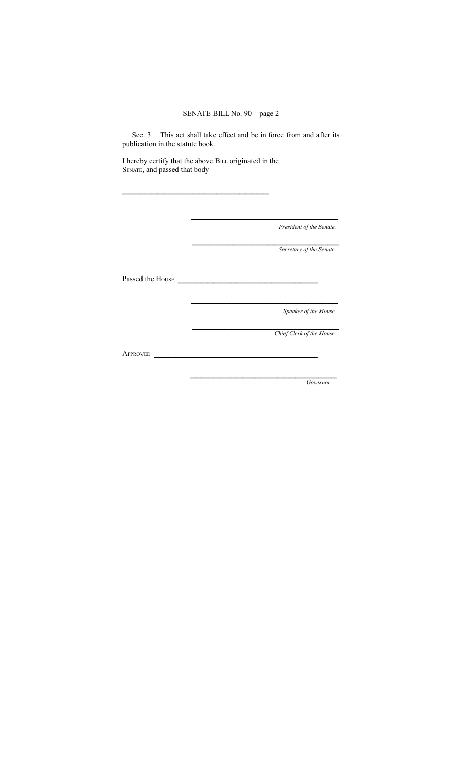Sec. 3. This act shall take effect and be in force from and after its publication in the statute book.

I hereby certify that the above BILL originated in the SENATE, and passed that body

\_\_\_\_\_\_\_\_\_\_\_\_\_\_\_\_\_\_\_\_\_\_\_\_\_\_\_\_\_\_\_\_\_\_

\_\_\_\_\_\_\_\_\_\_\_\_\_\_\_\_\_\_\_\_\_\_\_\_\_\_\_\_\_\_\_\_\_\_
*President of the Senate.*

\_\_\_\_\_\_\_\_\_\_\_\_\_\_\_\_\_\_\_\_\_\_\_\_\_\_\_\_\_\_\_\_\_\_
*Secretary of the Senate.*

Passed the HOUSE \_\_\_\_\_\_\_\_\_\_\_\_\_\_\_\_\_\_\_\_\_\_\_\_\_\_\_\_\_\_\_\_\_\_

\_\_\_\_\_\_\_\_\_\_\_\_\_\_\_\_\_\_\_\_\_\_\_\_\_\_\_\_\_\_\_\_\_\_
*Speaker of the House.*

\_\_\_\_\_\_\_\_\_\_\_\_\_\_\_\_\_\_\_\_\_\_\_\_\_\_\_\_\_\_\_\_\_\_
*Chief Clerk of the House.*

APPROVED \_\_\_\_\_\_\_\_\_\_\_\_\_\_\_\_\_\_\_\_\_\_\_\_\_\_\_\_\_\_\_\_\_\_

\_\_\_\_\_\_\_\_\_\_\_\_\_\_\_\_\_\_\_\_\_\_\_\_\_\_\_\_\_\_\_\_\_\_
*Governor.*